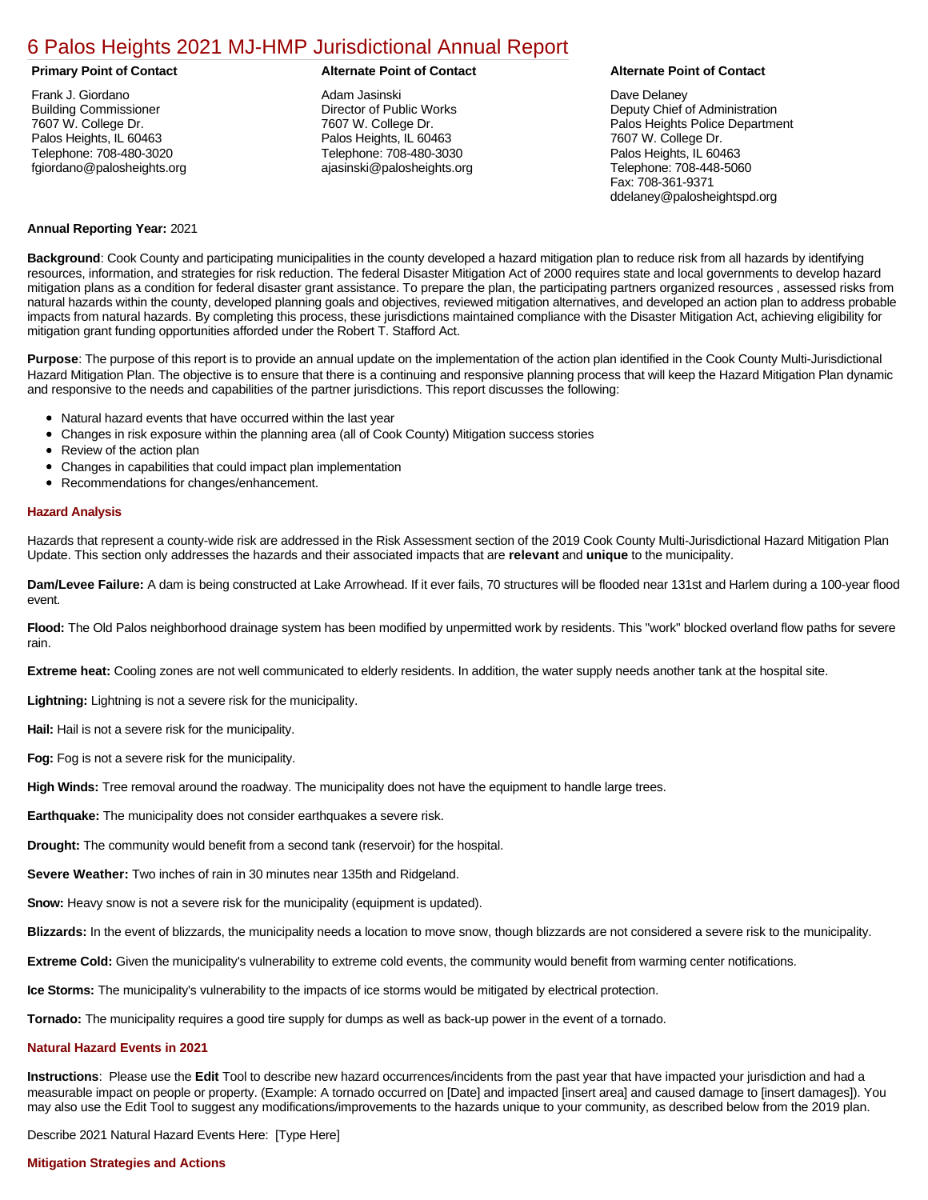# 6 Palos Heights 2021 MJ-HMP Jurisdictional Annual Report

**Primary Point of Contact**

Frank J. Giordano
Building Commissioner
7607 W. College Dr.
Palos Heights, IL 60463
Telephone: 708-480-3020
fgiordano@palosheights.org

**Alternate Point of Contact**

Adam Jasinski
Director of Public Works
7607 W. College Dr.
Palos Heights, IL 60463
Telephone: 708-480-3030
ajasinski@palosheights.org

**Alternate Point of Contact**

Dave Delaney
Deputy Chief of Administration
Palos Heights Police Department
7607 W. College Dr.
Palos Heights, IL 60463
Telephone: 708-448-5060
Fax: 708-361-9371
ddelaney@palosheightspd.org

**Annual Reporting Year:** 2021

**Background**: Cook County and participating municipalities in the county developed a hazard mitigation plan to reduce risk from all hazards by identifying resources, information, and strategies for risk reduction. The federal Disaster Mitigation Act of 2000 requires state and local governments to develop hazard mitigation plans as a condition for federal disaster grant assistance. To prepare the plan, the participating partners organized resources , assessed risks from natural hazards within the county, developed planning goals and objectives, reviewed mitigation alternatives, and developed an action plan to address probable impacts from natural hazards. By completing this process, these jurisdictions maintained compliance with the Disaster Mitigation Act, achieving eligibility for mitigation grant funding opportunities afforded under the Robert T. Stafford Act.

**Purpose**: The purpose of this report is to provide an annual update on the implementation of the action plan identified in the Cook County Multi-Jurisdictional Hazard Mitigation Plan. The objective is to ensure that there is a continuing and responsive planning process that will keep the Hazard Mitigation Plan dynamic and responsive to the needs and capabilities of the partner jurisdictions. This report discusses the following:

- Natural hazard events that have occurred within the last year
- Changes in risk exposure within the planning area (all of Cook County) Mitigation success stories
- Review of the action plan
- Changes in capabilities that could impact plan implementation
- Recommendations for changes/enhancement.

### Hazard Analysis

Hazards that represent a county-wide risk are addressed in the Risk Assessment section of the 2019 Cook County Multi-Jurisdictional Hazard Mitigation Plan Update. This section only addresses the hazards and their associated impacts that are **relevant** and **unique** to the municipality.

**Dam/Levee Failure:** A dam is being constructed at Lake Arrowhead. If it ever fails, 70 structures will be flooded near 131st and Harlem during a 100-year flood event.

**Flood:** The Old Palos neighborhood drainage system has been modified by unpermitted work by residents. This "work" blocked overland flow paths for severe rain.

**Extreme heat:** Cooling zones are not well communicated to elderly residents. In addition, the water supply needs another tank at the hospital site.

**Lightning:** Lightning is not a severe risk for the municipality.

**Hail:** Hail is not a severe risk for the municipality.

**Fog:** Fog is not a severe risk for the municipality.

**High Winds:** Tree removal around the roadway. The municipality does not have the equipment to handle large trees.

**Earthquake:** The municipality does not consider earthquakes a severe risk.

**Drought:** The community would benefit from a second tank (reservoir) for the hospital.

**Severe Weather:** Two inches of rain in 30 minutes near 135th and Ridgeland.

**Snow:** Heavy snow is not a severe risk for the municipality (equipment is updated).

**Blizzards:** In the event of blizzards, the municipality needs a location to move snow, though blizzards are not considered a severe risk to the municipality.

**Extreme Cold:** Given the municipality's vulnerability to extreme cold events, the community would benefit from warming center notifications.

**Ice Storms:** The municipality's vulnerability to the impacts of ice storms would be mitigated by electrical protection.

**Tornado:** The municipality requires a good tire supply for dumps as well as back-up power in the event of a tornado.

### Natural Hazard Events in 2021

**Instructions**: Please use the **Edit** Tool to describe new hazard occurrences/incidents from the past year that have impacted your jurisdiction and had a measurable impact on people or property. (Example: A tornado occurred on [Date] and impacted [insert area] and caused damage to [insert damages]). You may also use the Edit Tool to suggest any modifications/improvements to the hazards unique to your community, as described below from the 2019 plan.

Describe 2021 Natural Hazard Events Here: [Type Here]

### Mitigation Strategies and Actions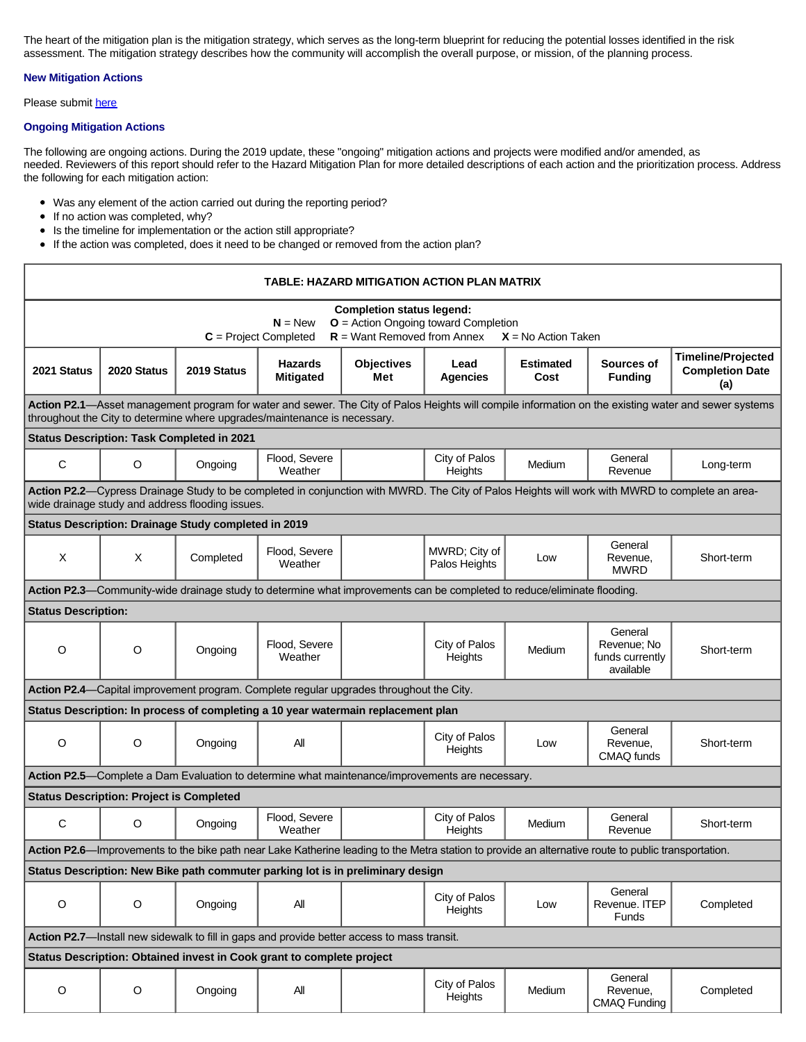The heart of the mitigation plan is the mitigation strategy, which serves as the long-term blueprint for reducing the potential losses identified in the risk assessment. The mitigation strategy describes how the community will accomplish the overall purpose, or mission, of the planning process.

### New Mitigation Actions

Please submit [here]()

### Ongoing Mitigation Actions

The following are ongoing actions. During the 2019 update, these "ongoing" mitigation actions and projects were modified and/or amended, as needed. Reviewers of this report should refer to the Hazard Mitigation Plan for more detailed descriptions of each action and the prioritization process. Address the following for each mitigation action:

- Was any element of the action carried out during the reporting period?
- If no action was completed, why?
- Is the timeline for implementation or the action still appropriate?
- If the action was completed, does it need to be changed or removed from the action plan?

**TABLE: HAZARD MITIGATION ACTION PLAN MATRIX**

**Completion status legend:**
**N** = New **O** = Action Ongoing toward Completion
**C** = Project Completed **R** = Want Removed from Annex **X** = No Action Taken

| 2021 Status | 2020 Status | 2019 Status | Hazards Mitigated | Objectives Met | Lead Agencies | Estimated Cost | Sources of Funding | Timeline/Projected Completion Date (a) |
|---|---|---|---|---|---|---|---|---|
| **Action P2.1**—Asset management program for water and sewer. The City of Palos Heights will compile information on the existing water and sewer systems throughout the City to determine where upgrades/maintenance is necessary. | | | | | | | | |
| **Status Description: Task Completed in 2021** | | | | | | | | |
| C | O | Ongoing | Flood, Severe Weather | | City of Palos Heights | Medium | General Revenue | Long-term |
| **Action P2.2**—Cypress Drainage Study to be completed in conjunction with MWRD. The City of Palos Heights will work with MWRD to complete an area-wide drainage study and address flooding issues. | | | | | | | | |
| **Status Description: Drainage Study completed in 2019** | | | | | | | | |
| X | X | Completed | Flood, Severe Weather | | MWRD; City of Palos Heights | Low | General Revenue, MWRD | Short-term |
| **Action P2.3**—Community-wide drainage study to determine what improvements can be completed to reduce/eliminate flooding. | | | | | | | | |
| **Status Description:** | | | | | | | | |
| O | O | Ongoing | Flood, Severe Weather | | City of Palos Heights | Medium | General Revenue; No funds currently available | Short-term |
| **Action P2.4**—Capital improvement program. Complete regular upgrades throughout the City. | | | | | | | | |
| **Status Description: In process of completing a 10 year watermain replacement plan** | | | | | | | | |
| O | O | Ongoing | All | | City of Palos Heights | Low | General Revenue, CMAQ funds | Short-term |
| **Action P2.5**—Complete a Dam Evaluation to determine what maintenance/improvements are necessary. | | | | | | | | |
| **Status Description: Project is Completed** | | | | | | | | |
| C | O | Ongoing | Flood, Severe Weather | | City of Palos Heights | Medium | General Revenue | Short-term |
| **Action P2.6**—Improvements to the bike path near Lake Katherine leading to the Metra station to provide an alternative route to public transportation. | | | | | | | | |
| **Status Description: New Bike path commuter parking lot is in preliminary design** | | | | | | | | |
| O | O | Ongoing | All | | City of Palos Heights | Low | General Revenue. ITEP Funds | Completed |
| **Action P2.7**—Install new sidewalk to fill in gaps and provide better access to mass transit. | | | | | | | | |
| **Status Description: Obtained invest in Cook grant to complete project** | | | | | | | | |
| O | O | Ongoing | All | | City of Palos Heights | Medium | General Revenue, CMAQ Funding | Completed |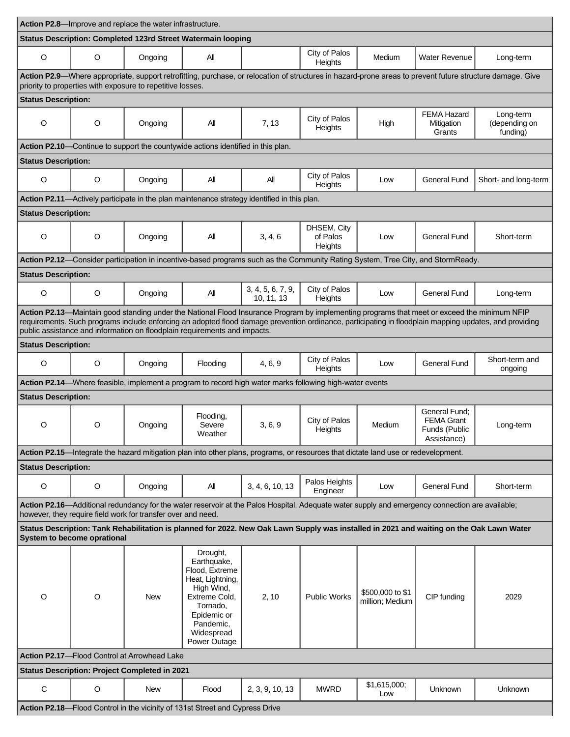| | | | | | | | | |
|---|---|---|---|---|---|---|---|---|
| **Action P2.8**—Improve and replace the water infrastructure. | | | | | | | | |
| **Status Description: Completed 123rd Street Watermain looping** | | | | | | | | |
| O | O | Ongoing | All | | City of Palos Heights | Medium | Water Revenue | Long-term |
| **Action P2.9**—Where appropriate, support retrofitting, purchase, or relocation of structures in hazard-prone areas to prevent future structure damage. Give priority to properties with exposure to repetitive losses. | | | | | | | | |
| **Status Description:** | | | | | | | | |
| O | O | Ongoing | All | 7, 13 | City of Palos Heights | High | FEMA Hazard Mitigation Grants | Long-term (depending on funding) |
| **Action P2.10**—Continue to support the countywide actions identified in this plan. | | | | | | | | |
| **Status Description:** | | | | | | | | |
| O | O | Ongoing | All | All | City of Palos Heights | Low | General Fund | Short- and long-term |
| **Action P2.11**—Actively participate in the plan maintenance strategy identified in this plan. | | | | | | | | |
| **Status Description:** | | | | | | | | |
| O | O | Ongoing | All | 3, 4, 6 | DHSEM, City of Palos Heights | Low | General Fund | Short-term |
| **Action P2.12**—Consider participation in incentive-based programs such as the Community Rating System, Tree City, and StormReady. | | | | | | | | |
| **Status Description:** | | | | | | | | |
| O | O | Ongoing | All | 3, 4, 5, 6, 7, 9, 10, 11, 13 | City of Palos Heights | Low | General Fund | Long-term |
| **Action P2.13**—Maintain good standing under the National Flood Insurance Program by implementing programs that meet or exceed the minimum NFIP requirements. Such programs include enforcing an adopted flood damage prevention ordinance, participating in floodplain mapping updates, and providing public assistance and information on floodplain requirements and impacts. | | | | | | | | |
| **Status Description:** | | | | | | | | |
| O | O | Ongoing | Flooding | 4, 6, 9 | City of Palos Heights | Low | General Fund | Short-term and ongoing |
| **Action P2.14**—Where feasible, implement a program to record high water marks following high-water events | | | | | | | | |
| **Status Description:** | | | | | | | | |
| O | O | Ongoing | Flooding, Severe Weather | 3, 6, 9 | City of Palos Heights | Medium | General Fund; FEMA Grant Funds (Public Assistance) | Long-term |
| **Action P2.15**—Integrate the hazard mitigation plan into other plans, programs, or resources that dictate land use or redevelopment. | | | | | | | | |
| **Status Description:** | | | | | | | | |
| O | O | Ongoing | All | 3, 4, 6, 10, 13 | Palos Heights Engineer | Low | General Fund | Short-term |
| **Action P2.16**—Additional redundancy for the water reservoir at the Palos Hospital. Adequate water supply and emergency connection are available; however, they require field work for transfer over and need. | | | | | | | | |
| **Status Description: Tank Rehabilitation is planned for 2022. New Oak Lawn Supply was installed in 2021 and waiting on the Oak Lawn Water System to become oprational** | | | | | | | | |
| O | O | New | Drought, Earthquake, Flood, Extreme Heat, Lightning, High Wind, Extreme Cold, Tornado, Epidemic or Pandemic, Widespread Power Outage | 2, 10 | Public Works | \$500,000 to \$1 million; Medium | CIP funding | 2029 |
| **Action P2.17**—Flood Control at Arrowhead Lake | | | | | | | | |
| **Status Description: Project Completed in 2021** | | | | | | | | |
| C | O | New | Flood | 2, 3, 9, 10, 13 | MWRD | \$1,615,000; Low | Unknown | Unknown |
| **Action P2.18**—Flood Control in the vicinity of 131st Street and Cypress Drive | | | | | | | | |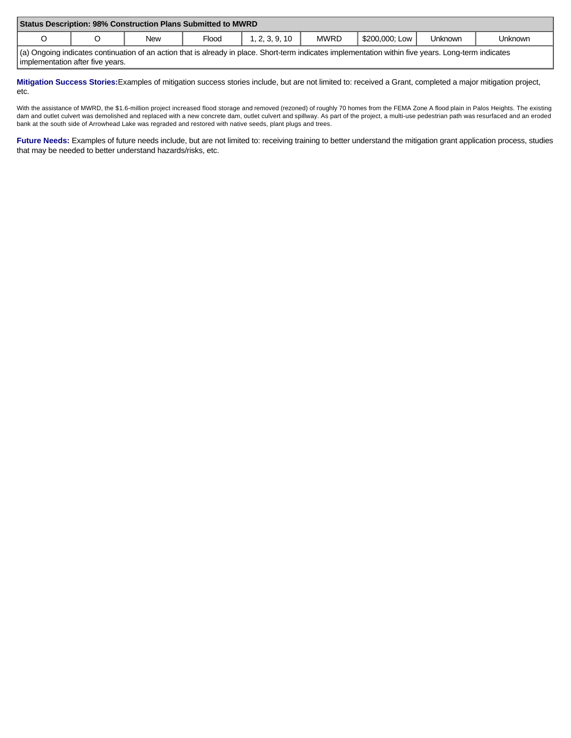| | | | | | | | | |
|---|---|---|---|---|---|---|---|---|
| **Status Description: 98% Construction Plans Submitted to MWRD** | | | | | | | | |
| O | O | New | Flood | 1, 2, 3, 9, 10 | MWRD | $200,000; Low | Unknown | Unknown |
| (a) Ongoing indicates continuation of an action that is already in place. Short-term indicates implementation within five years. Long-term indicates implementation after five years. | | | | | | | | |

**Mitigation Success Stories:**Examples of mitigation success stories include, but are not limited to: received a Grant, completed a major mitigation project, etc.

With the assistance of MWRD, the $1.6-million project increased flood storage and removed (rezoned) of roughly 70 homes from the FEMA Zone A flood plain in Palos Heights. The existing dam and outlet culvert was demolished and replaced with a new concrete dam, outlet culvert and spillway. As part of the project, a multi-use pedestrian path was resurfaced and an eroded bank at the south side of Arrowhead Lake was regraded and restored with native seeds, plant plugs and trees.

**Future Needs:** Examples of future needs include, but are not limited to: receiving training to better understand the mitigation grant application process, studies that may be needed to better understand hazards/risks, etc.